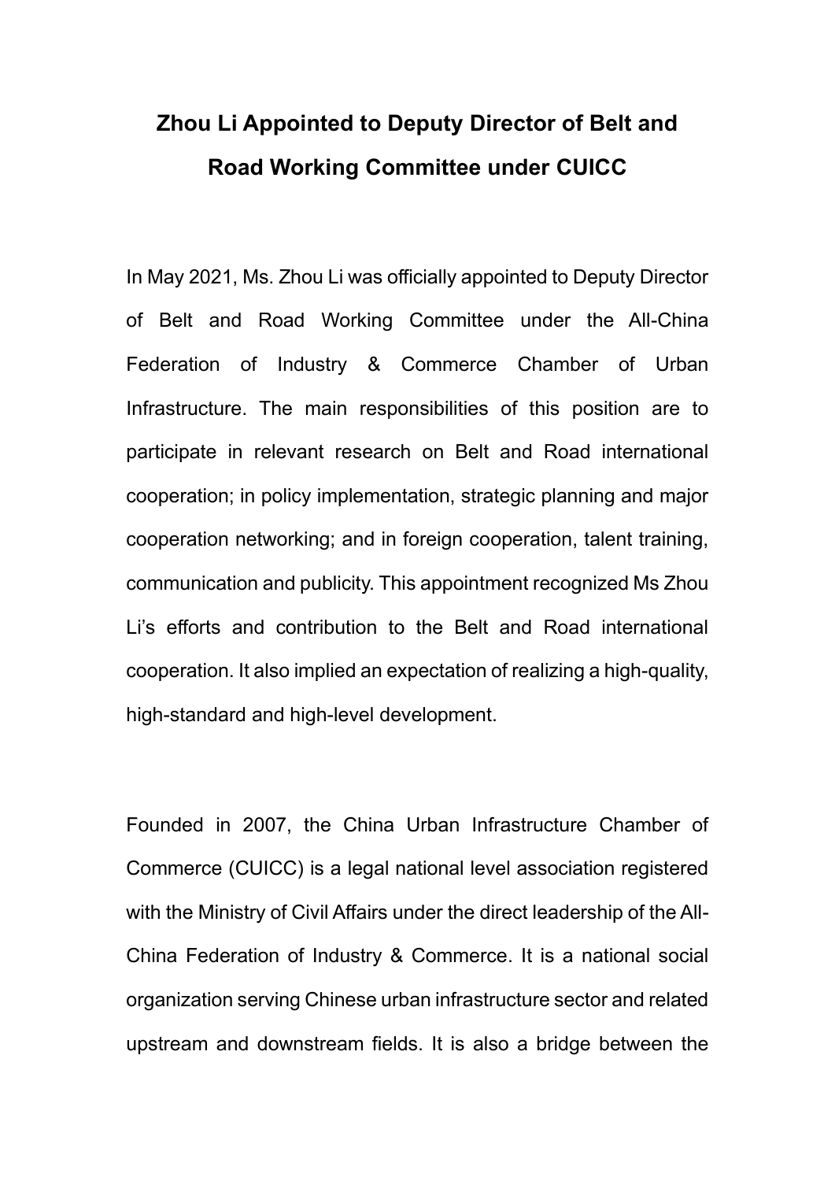# Zhou Li Appointed to Deputy Director of Belt and Road Working Committee under CUICC

In May 2021, Ms. Zhou Li was officially appointed to Deputy Director of Belt and Road Working Committee under the All-China Federation of Industry & Commerce Chamber of Urban Infrastructure. The main responsibilities of this position are to participate in relevant research on Belt and Road international cooperation; in policy implementation, strategic planning and major cooperation networking; and in foreign cooperation, talent training, communication and publicity. This appointment recognized Ms Zhou Li's efforts and contribution to the Belt and Road international cooperation. It also implied an expectation of realizing a high-quality, high-standard and high-level development.

Founded in 2007, the China Urban Infrastructure Chamber of Commerce (CUICC) is a legal national level association registered with the Ministry of Civil Affairs under the direct leadership of the All-China Federation of Industry & Commerce. It is a national social organization serving Chinese urban infrastructure sector and related upstream and downstream fields. It is also a bridge between the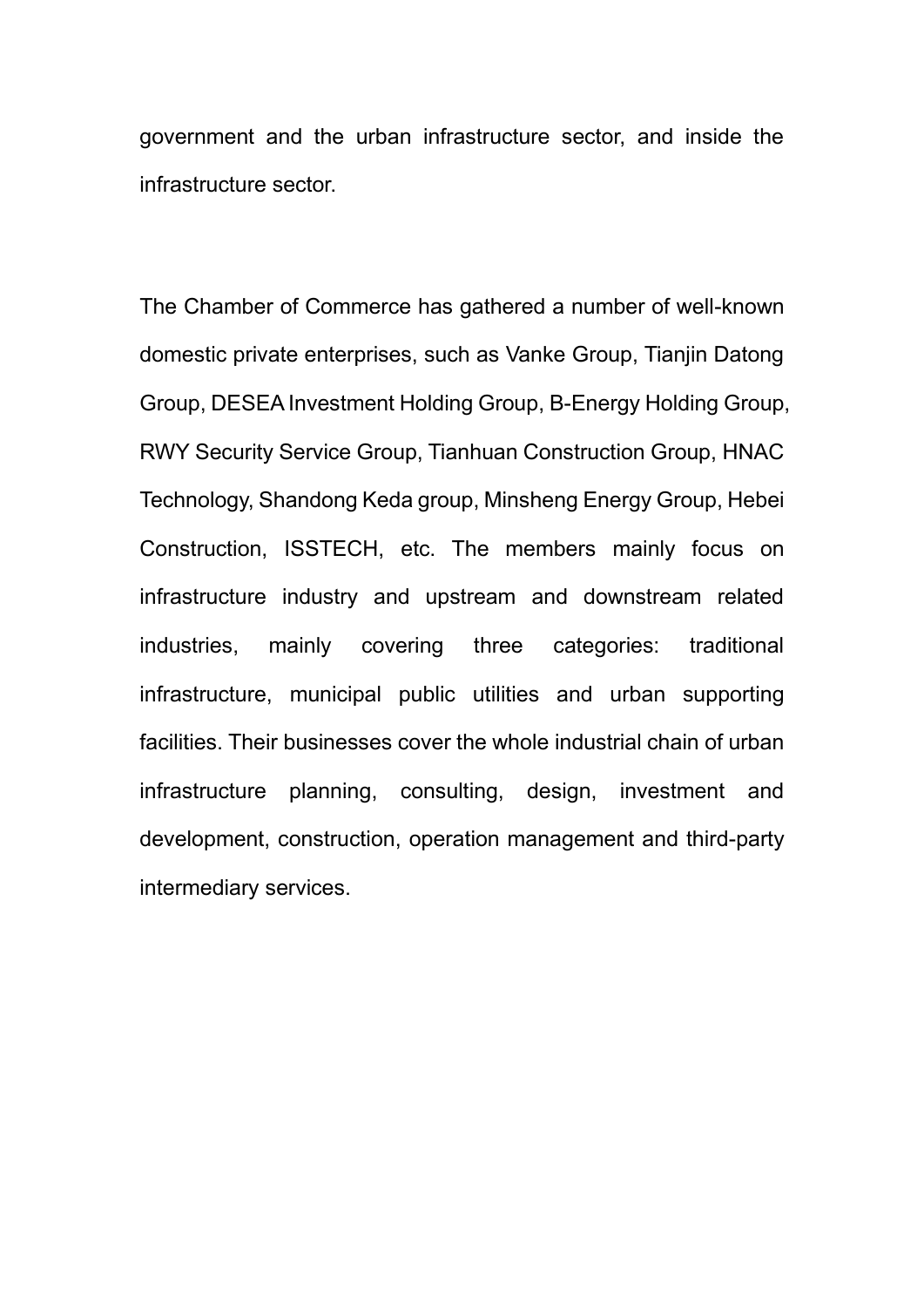government and the urban infrastructure sector, and inside the infrastructure sector.

The Chamber of Commerce has gathered a number of well-known domestic private enterprises, such as Vanke Group, Tianjin Datong Group, DESEA Investment Holding Group, B-Energy Holding Group, RWY Security Service Group, Tianhuan Construction Group, HNAC Technology, Shandong Keda group, Minsheng Energy Group, Hebei Construction, ISSTECH, etc. The members mainly focus on infrastructure industry and upstream and downstream related industries, mainly covering three categories: traditional infrastructure, municipal public utilities and urban supporting facilities. Their businesses cover the whole industrial chain of urban infrastructure planning, consulting, design, investment and development, construction, operation management and third-party intermediary services.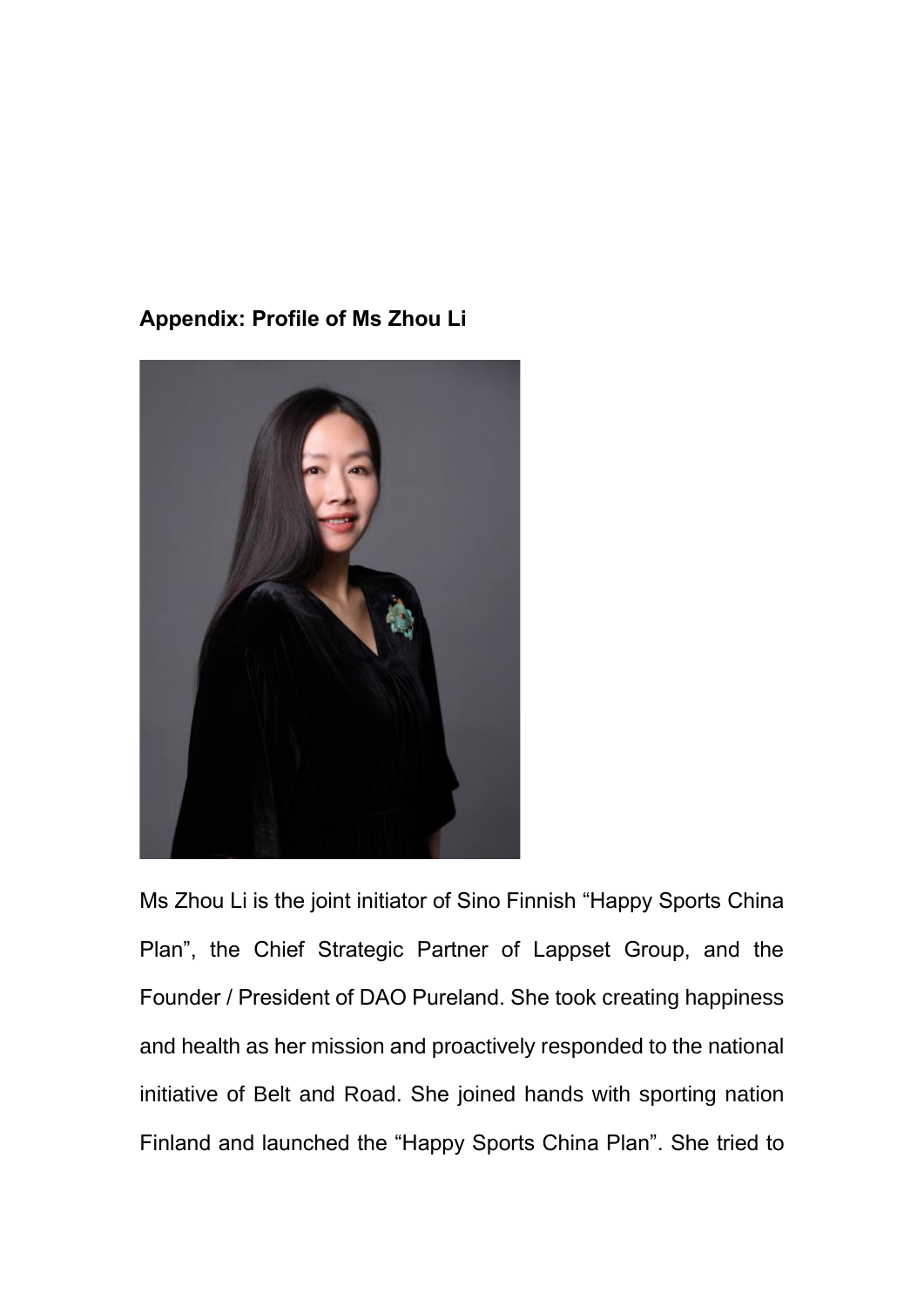**Appendix: Profile of Ms Zhou Li**

Ms Zhou Li is the joint initiator of Sino Finnish "Happy Sports China Plan", the Chief Strategic Partner of Lappset Group, and the Founder / President of DAO Pureland. She took creating happiness and health as her mission and proactively responded to the national initiative of Belt and Road. She joined hands with sporting nation Finland and launched the "Happy Sports China Plan". She tried to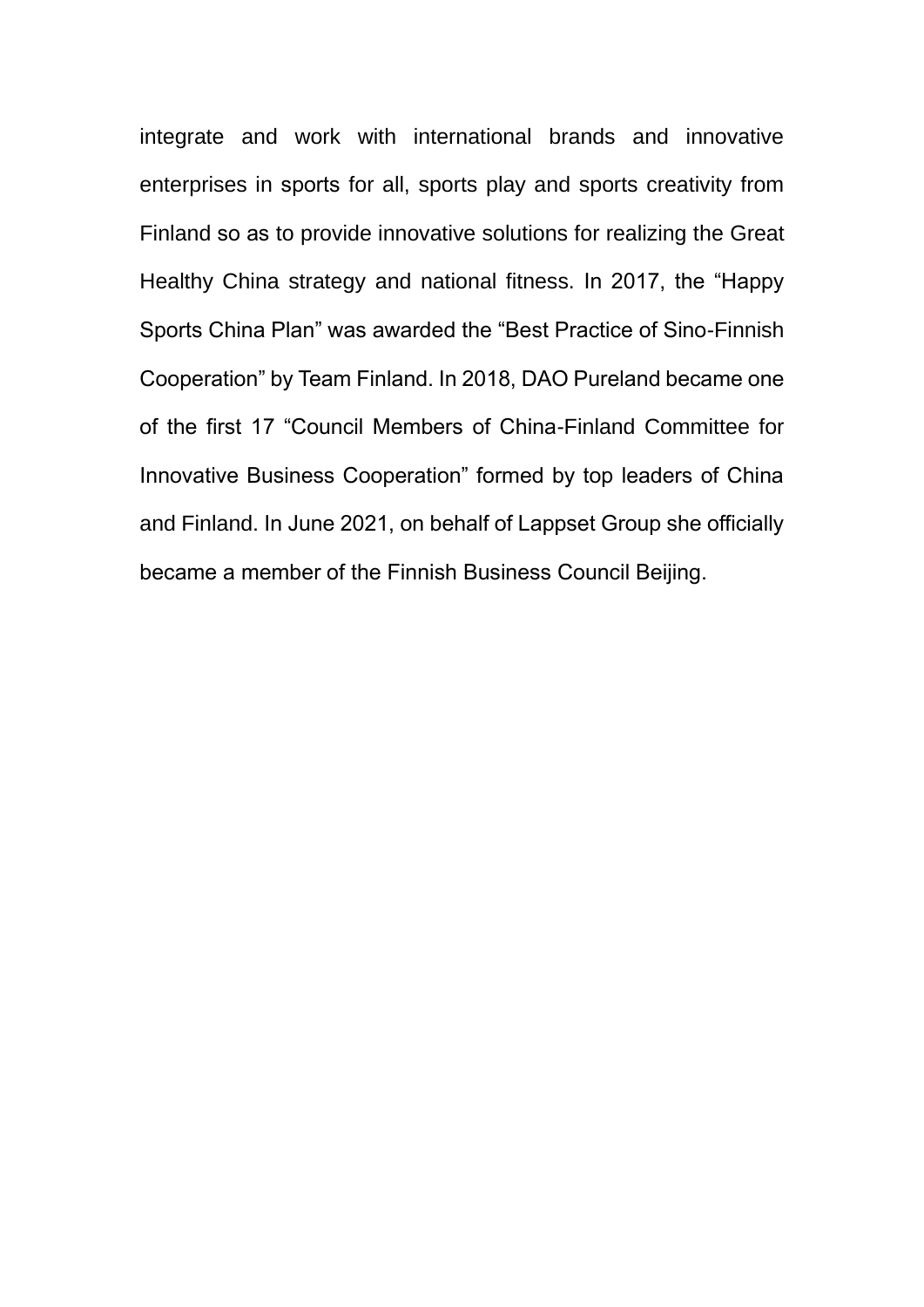integrate and work with international brands and innovative enterprises in sports for all, sports play and sports creativity from Finland so as to provide innovative solutions for realizing the Great Healthy China strategy and national fitness. In 2017, the "Happy Sports China Plan" was awarded the "Best Practice of Sino-Finnish Cooperation" by Team Finland. In 2018, DAO Pureland became one of the first 17 "Council Members of China-Finland Committee for Innovative Business Cooperation" formed by top leaders of China and Finland. In June 2021, on behalf of Lappset Group she officially became a member of the Finnish Business Council Beijing.